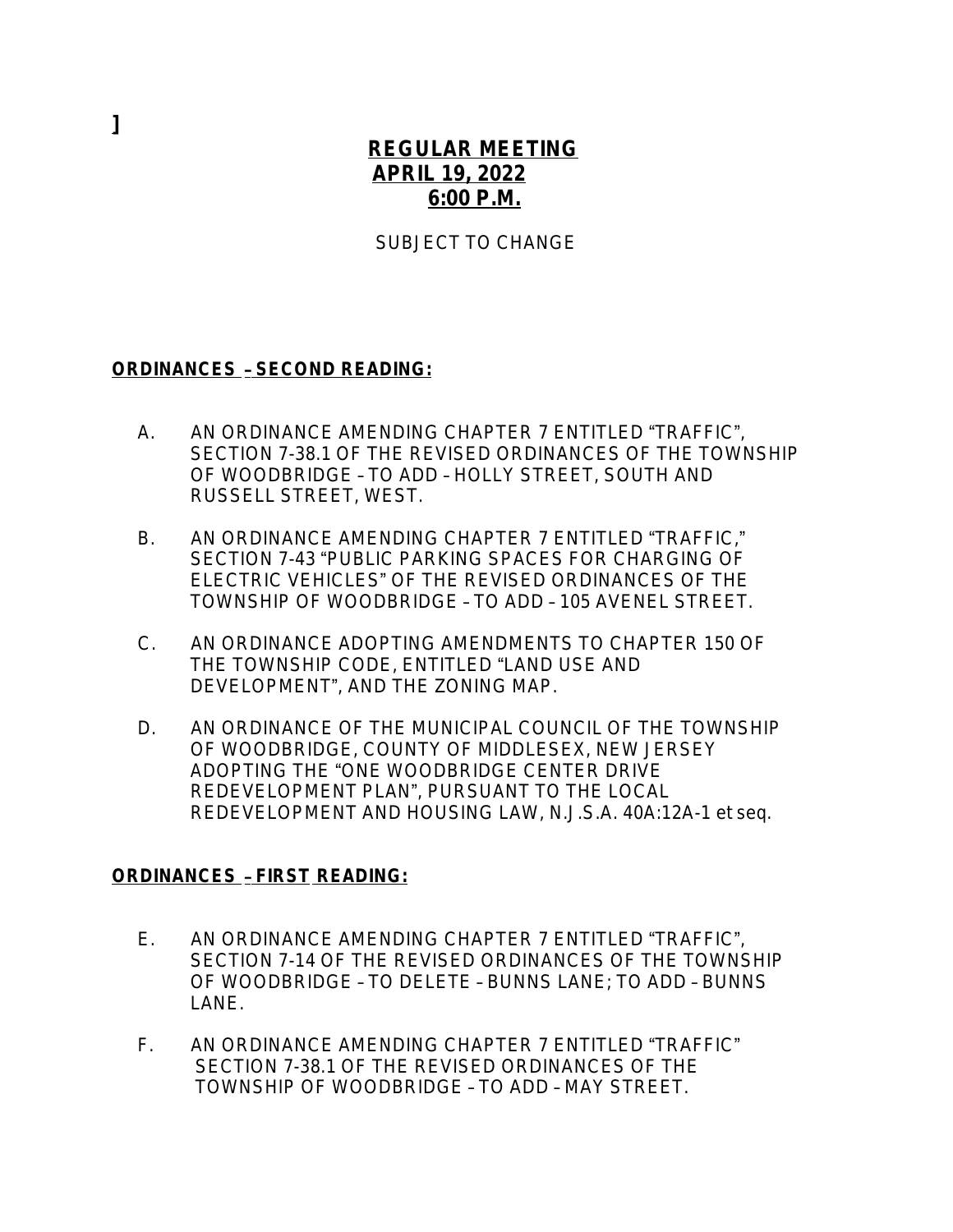]

# REGULAR MEETING
## APRIL 19, 2022
## 6:00 P.M.

SUBJECT TO CHANGE

**ORDINANCES – SECOND READING:**

A. AN ORDINANCE AMENDING CHAPTER 7 ENTITLED "TRAFFIC", SECTION 7-38.1 OF THE REVISED ORDINANCES OF THE TOWNSHIP OF WOODBRIDGE – TO ADD – HOLLY STREET, SOUTH AND RUSSELL STREET, WEST.

B. AN ORDINANCE AMENDING CHAPTER 7 ENTITLED "TRAFFIC," SECTION 7-43 "PUBLIC PARKING SPACES FOR CHARGING OF ELECTRIC VEHICLES" OF THE REVISED ORDINANCES OF THE TOWNSHIP OF WOODBRIDGE – TO ADD – 105 AVENEL STREET.

C. AN ORDINANCE ADOPTING AMENDMENTS TO CHAPTER 150 OF THE TOWNSHIP CODE, ENTITLED "LAND USE AND DEVELOPMENT", AND THE ZONING MAP.

D. AN ORDINANCE OF THE MUNICIPAL COUNCIL OF THE TOWNSHIP OF WOODBRIDGE, COUNTY OF MIDDLESEX, NEW JERSEY ADOPTING THE "ONE WOODBRIDGE CENTER DRIVE REDEVELOPMENT PLAN", PURSUANT TO THE LOCAL REDEVELOPMENT AND HOUSING LAW, N.J.S.A. 40A:12A-1 et seq.

**ORDINANCES – FIRST READING:**

E. AN ORDINANCE AMENDING CHAPTER 7 ENTITLED "TRAFFIC", SECTION 7-14 OF THE REVISED ORDINANCES OF THE TOWNSHIP OF WOODBRIDGE – TO DELETE – BUNNS LANE; TO ADD – BUNNS LANE.

F. AN ORDINANCE AMENDING CHAPTER 7 ENTITLED "TRAFFIC" SECTION 7-38.1 OF THE REVISED ORDINANCES OF THE TOWNSHIP OF WOODBRIDGE – TO ADD – MAY STREET.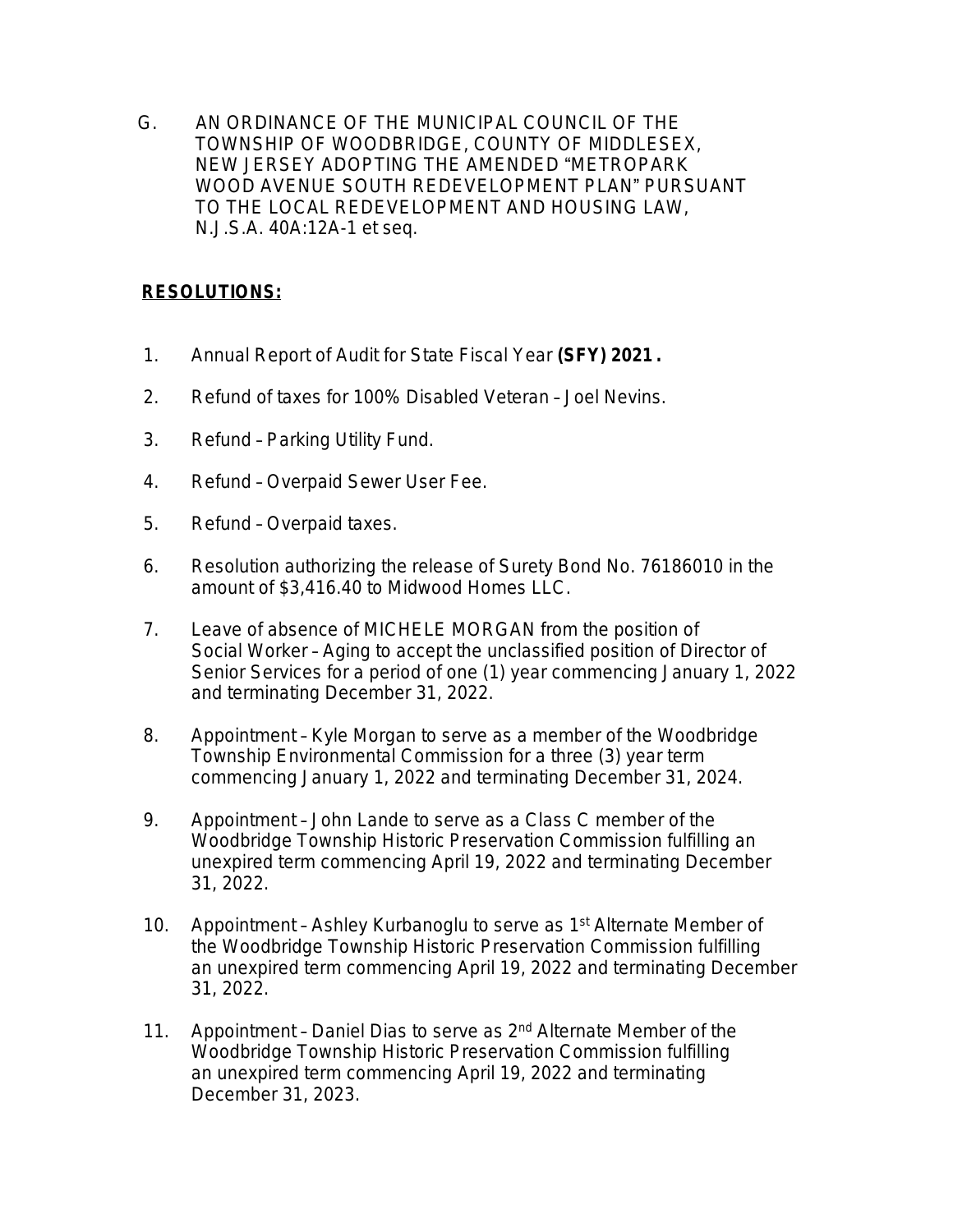G. AN ORDINANCE OF THE MUNICIPAL COUNCIL OF THE TOWNSHIP OF WOODBRIDGE, COUNTY OF MIDDLESEX, NEW JERSEY ADOPTING THE AMENDED "METROPARK WOOD AVENUE SOUTH REDEVELOPMENT PLAN" PURSUANT TO THE LOCAL REDEVELOPMENT AND HOUSING LAW, N.J.S.A. 40A:12A-1 et seq.

**RESOLUTIONS:**

1. Annual Report of Audit for State Fiscal Year **(SFY) 2021.**

2. Refund of taxes for 100% Disabled Veteran – Joel Nevins.

3. Refund – Parking Utility Fund.

4. Refund – Overpaid Sewer User Fee.

5. Refund – Overpaid taxes.

6. Resolution authorizing the release of Surety Bond No. 76186010 in the amount of $3,416.40 to Midwood Homes LLC.

7. Leave of absence of MICHELE MORGAN from the position of Social Worker – Aging to accept the unclassified position of Director of Senior Services for a period of one (1) year commencing January 1, 2022 and terminating December 31, 2022.

8. Appointment – Kyle Morgan to serve as a member of the Woodbridge Township Environmental Commission for a three (3) year term commencing January 1, 2022 and terminating December 31, 2024.

9. Appointment – John Lande to serve as a Class C member of the Woodbridge Township Historic Preservation Commission fulfilling an unexpired term commencing April 19, 2022 and terminating December 31, 2022.

10. Appointment – Ashley Kurbanoglu to serve as 1st Alternate Member of the Woodbridge Township Historic Preservation Commission fulfilling an unexpired term commencing April 19, 2022 and terminating December 31, 2022.

11. Appointment – Daniel Dias to serve as 2nd Alternate Member of the Woodbridge Township Historic Preservation Commission fulfilling an unexpired term commencing April 19, 2022 and terminating December 31, 2023.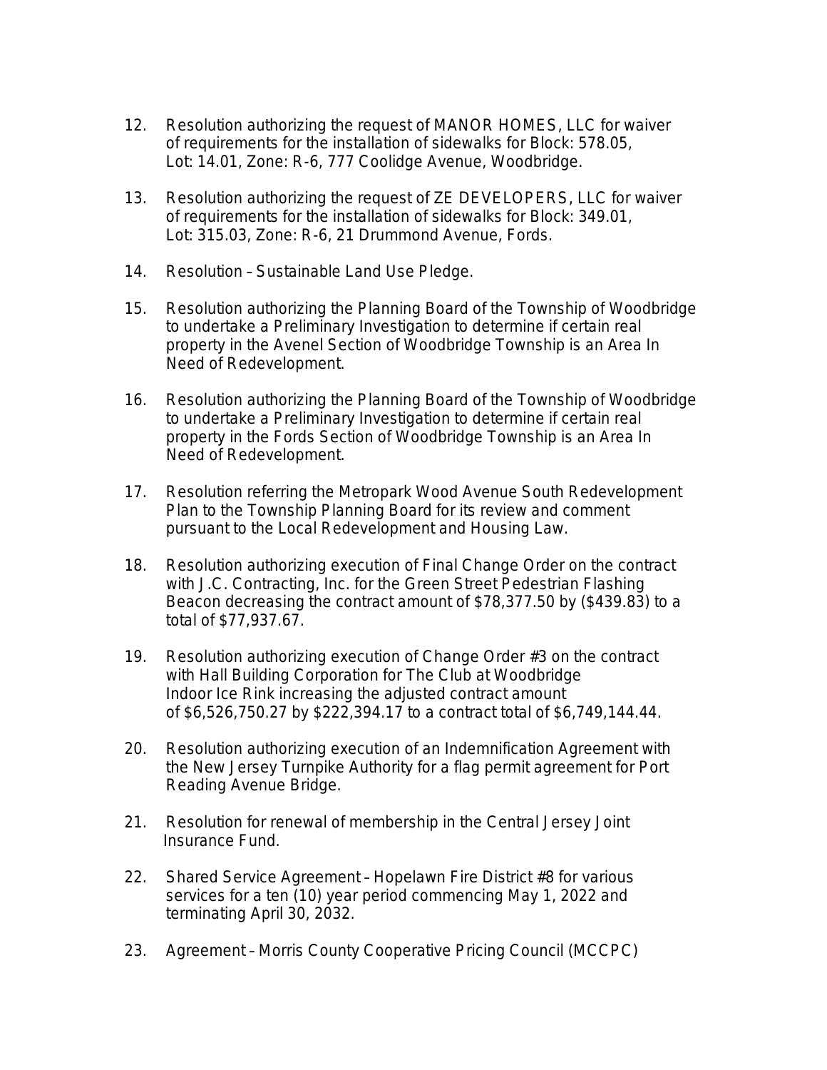12. Resolution authorizing the request of MANOR HOMES, LLC for waiver of requirements for the installation of sidewalks for Block: 578.05, Lot: 14.01, Zone: R-6, 777 Coolidge Avenue, Woodbridge.

13. Resolution authorizing the request of ZE DEVELOPERS, LLC for waiver of requirements for the installation of sidewalks for Block: 349.01, Lot: 315.03, Zone: R-6, 21 Drummond Avenue, Fords.

14. Resolution – Sustainable Land Use Pledge.

15. Resolution authorizing the Planning Board of the Township of Woodbridge to undertake a Preliminary Investigation to determine if certain real property in the Avenel Section of Woodbridge Township is an Area In Need of Redevelopment.

16. Resolution authorizing the Planning Board of the Township of Woodbridge to undertake a Preliminary Investigation to determine if certain real property in the Fords Section of Woodbridge Township is an Area In Need of Redevelopment.

17. Resolution referring the Metropark Wood Avenue South Redevelopment Plan to the Township Planning Board for its review and comment pursuant to the Local Redevelopment and Housing Law.

18. Resolution authorizing execution of Final Change Order on the contract with J.C. Contracting, Inc. for the Green Street Pedestrian Flashing Beacon decreasing the contract amount of $78,377.50 by ($439.83) to a total of $77,937.67.

19. Resolution authorizing execution of Change Order #3 on the contract with Hall Building Corporation for The Club at Woodbridge Indoor Ice Rink increasing the adjusted contract amount of $6,526,750.27 by $222,394.17 to a contract total of $6,749,144.44.

20. Resolution authorizing execution of an Indemnification Agreement with the New Jersey Turnpike Authority for a flag permit agreement for Port Reading Avenue Bridge.

21. Resolution for renewal of membership in the Central Jersey Joint Insurance Fund.

22. Shared Service Agreement – Hopelawn Fire District #8 for various services for a ten (10) year period commencing May 1, 2022 and terminating April 30, 2032.

23. Agreement – Morris County Cooperative Pricing Council (MCCPC)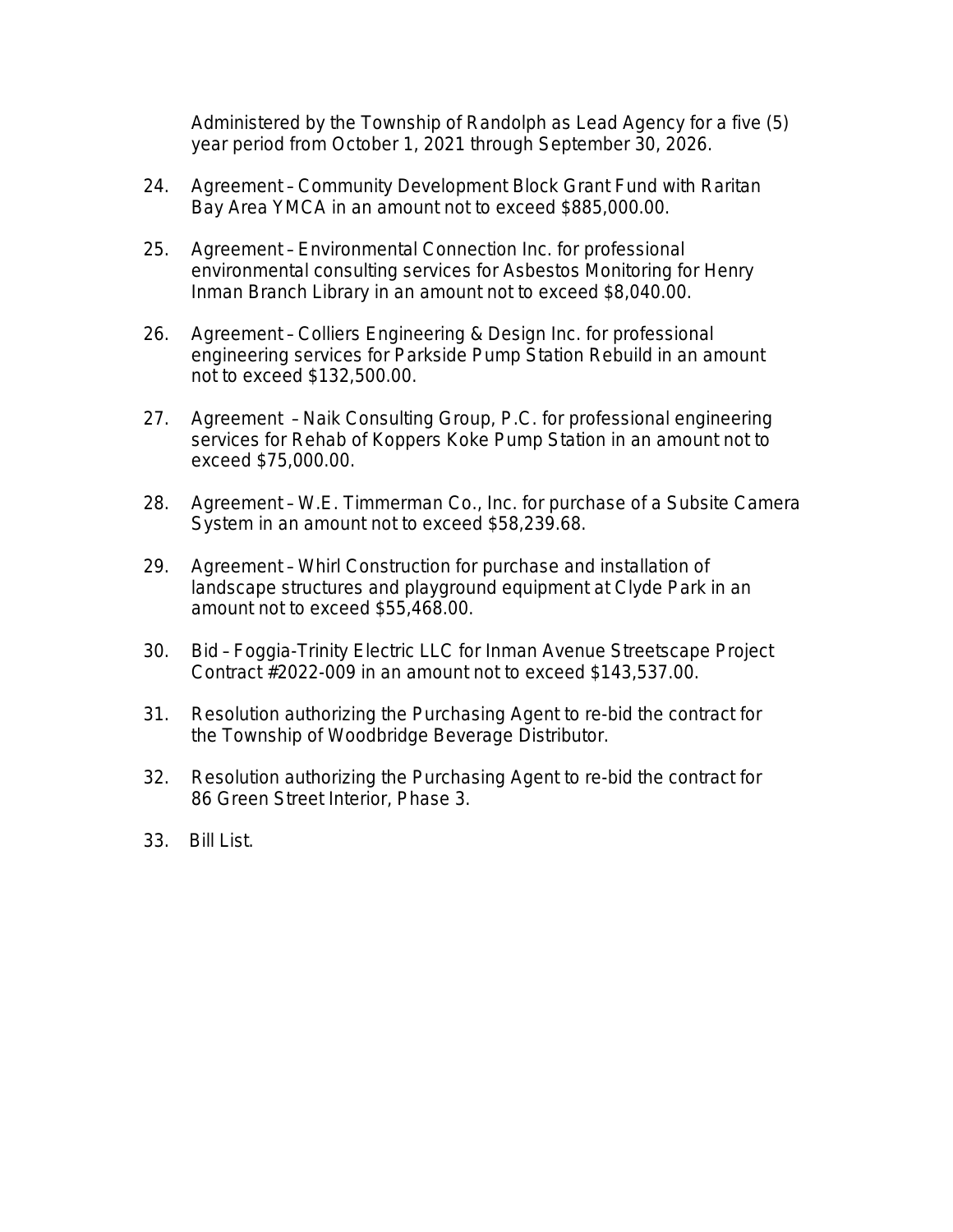Administered by the Township of Randolph as Lead Agency for a five (5) year period from October 1, 2021 through September 30, 2026.

24. Agreement – Community Development Block Grant Fund with Raritan Bay Area YMCA in an amount not to exceed $885,000.00.

25. Agreement – Environmental Connection Inc. for professional environmental consulting services for Asbestos Monitoring for Henry Inman Branch Library in an amount not to exceed $8,040.00.

26. Agreement – Colliers Engineering & Design Inc. for professional engineering services for Parkside Pump Station Rebuild in an amount not to exceed $132,500.00.

27. Agreement – Naik Consulting Group, P.C. for professional engineering services for Rehab of Koppers Koke Pump Station in an amount not to exceed $75,000.00.

28. Agreement – W.E. Timmerman Co., Inc. for purchase of a Subsite Camera System in an amount not to exceed $58,239.68.

29. Agreement – Whirl Construction for purchase and installation of landscape structures and playground equipment at Clyde Park in an amount not to exceed $55,468.00.

30. Bid – Foggia-Trinity Electric LLC for Inman Avenue Streetscape Project Contract #2022-009 in an amount not to exceed $143,537.00.

31. Resolution authorizing the Purchasing Agent to re-bid the contract for the Township of Woodbridge Beverage Distributor.

32. Resolution authorizing the Purchasing Agent to re-bid the contract for 86 Green Street Interior, Phase 3.

33. Bill List.